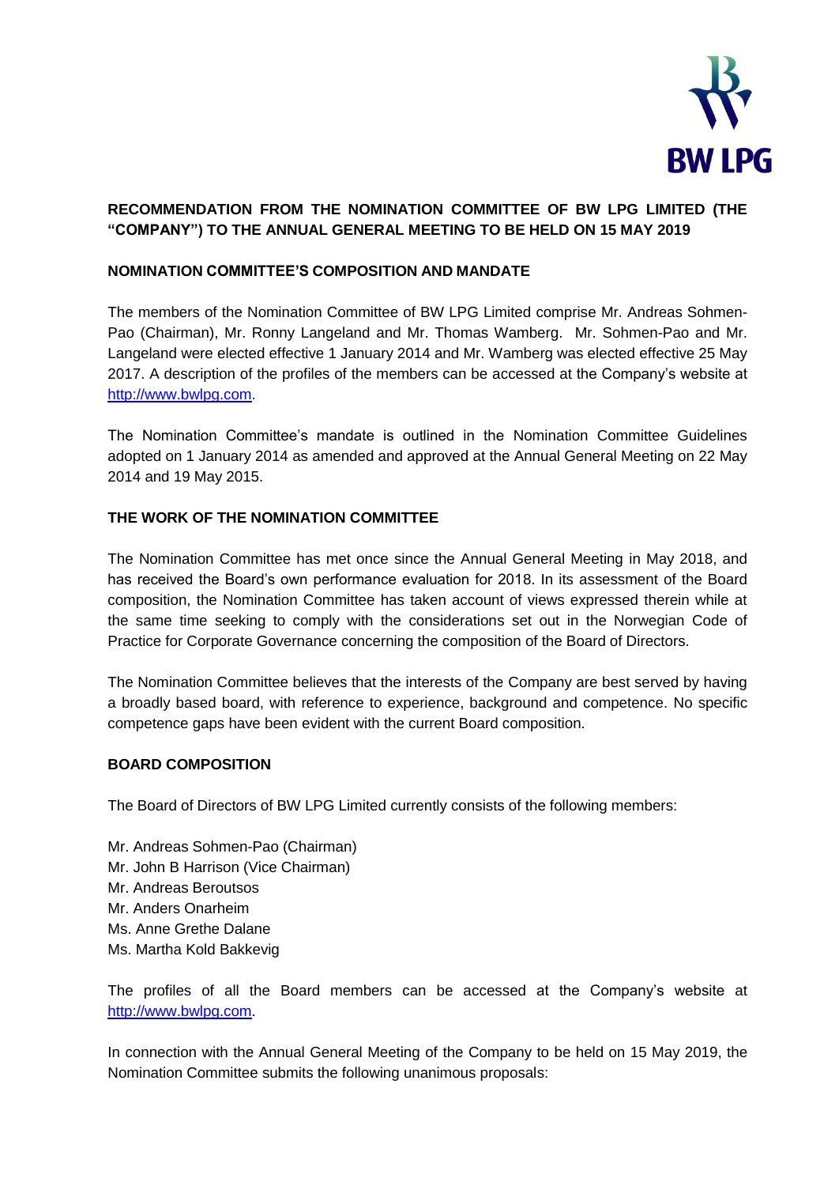**RECOMMENDATION FROM THE NOMINATION COMMITTEE OF BW LPG LIMITED (THE "COMPANY") TO THE ANNUAL GENERAL MEETING TO BE HELD ON 15 MAY 2019**

**NOMINATION COMMITTEE'S COMPOSITION AND MANDATE**

The members of the Nomination Committee of BW LPG Limited comprise Mr. Andreas Sohmen-Pao (Chairman), Mr. Ronny Langeland and Mr. Thomas Wamberg. Mr. Sohmen-Pao and Mr. Langeland were elected effective 1 January 2014 and Mr. Wamberg was elected effective 25 May 2017. A description of the profiles of the members can be accessed at the Company's website at http://www.bwlpg.com.

The Nomination Committee's mandate is outlined in the Nomination Committee Guidelines adopted on 1 January 2014 as amended and approved at the Annual General Meeting on 22 May 2014 and 19 May 2015.

**THE WORK OF THE NOMINATION COMMITTEE**

The Nomination Committee has met once since the Annual General Meeting in May 2018, and has received the Board's own performance evaluation for 2018. In its assessment of the Board composition, the Nomination Committee has taken account of views expressed therein while at the same time seeking to comply with the considerations set out in the Norwegian Code of Practice for Corporate Governance concerning the composition of the Board of Directors.

The Nomination Committee believes that the interests of the Company are best served by having a broadly based board, with reference to experience, background and competence. No specific competence gaps have been evident with the current Board composition.

**BOARD COMPOSITION**

The Board of Directors of BW LPG Limited currently consists of the following members:

Mr. Andreas Sohmen-Pao (Chairman)
Mr. John B Harrison (Vice Chairman)
Mr. Andreas Beroutsos
Mr. Anders Onarheim
Ms. Anne Grethe Dalane
Ms. Martha Kold Bakkevig

The profiles of all the Board members can be accessed at the Company's website at http://www.bwlpg.com.

In connection with the Annual General Meeting of the Company to be held on 15 May 2019, the Nomination Committee submits the following unanimous proposals: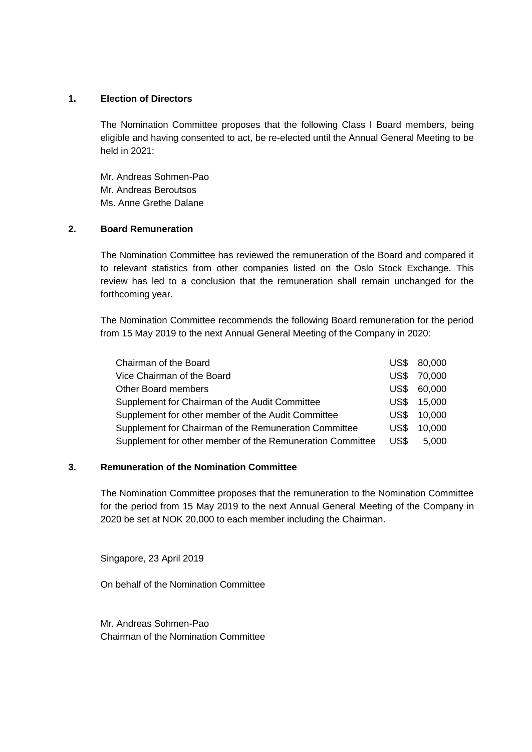## 1. Election of Directors

The Nomination Committee proposes that the following Class I Board members, being eligible and having consented to act, be re-elected until the Annual General Meeting to be held in 2021:

Mr. Andreas Sohmen-Pao
Mr. Andreas Beroutsos
Ms. Anne Grethe Dalane

## 2. Board Remuneration

The Nomination Committee has reviewed the remuneration of the Board and compared it to relevant statistics from other companies listed on the Oslo Stock Exchange. This review has led to a conclusion that the remuneration shall remain unchanged for the forthcoming year.

The Nomination Committee recommends the following Board remuneration for the period from 15 May 2019 to the next Annual General Meeting of the Company in 2020:

| | | |
|---|---|---|
| Chairman of the Board | US$ | 80,000 |
| Vice Chairman of the Board | US$ | 70,000 |
| Other Board members | US$ | 60,000 |
| Supplement for Chairman of the Audit Committee | US$ | 15,000 |
| Supplement for other member of the Audit Committee | US$ | 10,000 |
| Supplement for Chairman of the Remuneration Committee | US$ | 10,000 |
| Supplement for other member of the Remuneration Committee | US$ | 5,000 |

## 3. Remuneration of the Nomination Committee

The Nomination Committee proposes that the remuneration to the Nomination Committee for the period from 15 May 2019 to the next Annual General Meeting of the Company in 2020 be set at NOK 20,000 to each member including the Chairman.

Singapore, 23 April 2019

On behalf of the Nomination Committee

Mr. Andreas Sohmen-Pao
Chairman of the Nomination Committee